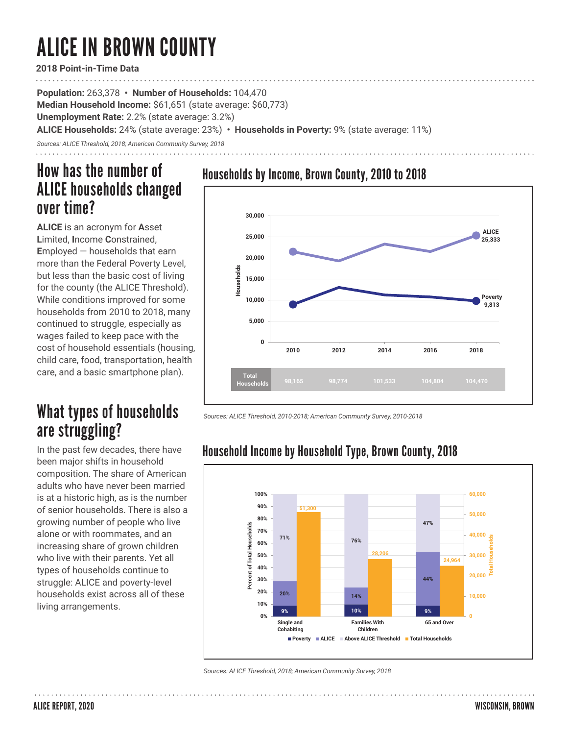# ALICE IN BROWN COUNTY

**2018 Point-in-Time Data**

**Population:** 263,378 • **Number of Households:** 104,470
**Median Household Income:** $61,651 (state average: $60,773)
**Unemployment Rate:** 2.2% (state average: 3.2%)
**ALICE Households:** 24% (state average: 23%) • **Households in Poverty:** 9% (state average: 11%)

*Sources: ALICE Threshold, 2018; American Community Survey, 2018*

## How has the number of ALICE households changed over time?

**ALICE** is an acronym for **A**sset **L**imited, **I**ncome **C**onstrained, **E**mployed — households that earn more than the Federal Poverty Level, but less than the basic cost of living for the county (the ALICE Threshold). While conditions improved for some households from 2010 to 2018, many continued to struggle, especially as wages failed to keep pace with the cost of household essentials (housing, child care, food, transportation, health care, and a basic smartphone plan).

### Households by Income, Brown County, 2010 to 2018

| | 2010 | 2012 | 2014 | 2016 | 2018 |
|---|---|---|---|---|---|
| ALICE | | | | | 25,333 |
| Poverty | | | | | 9,813 |
| Total Households | 98,165 | 98,774 | 101,533 | 104,804 | 104,470 |

*Sources: ALICE Threshold, 2010-2018; American Community Survey, 2010-2018*

## What types of households are struggling?

In the past few decades, there have been major shifts in household composition. The share of American adults who have never been married is at a historic high, as is the number of senior households. There is also a growing number of people who live alone or with roommates, and an increasing share of grown children who live with their parents. Yet all types of households continue to struggle: ALICE and poverty-level households exist across all of these living arrangements.

### Household Income by Household Type, Brown County, 2018

| | Poverty | ALICE | Above ALICE Threshold | Total Households |
|---|---|---|---|---|
| Single and Cohabiting | 9% | 20% | 71% | 51,300 |
| Families With Children | 10% | 14% | 76% | 28,206 |
| 65 and Over | 9% | 44% | 47% | 24,964 |

*Sources: ALICE Threshold, 2018; American Community Survey, 2018*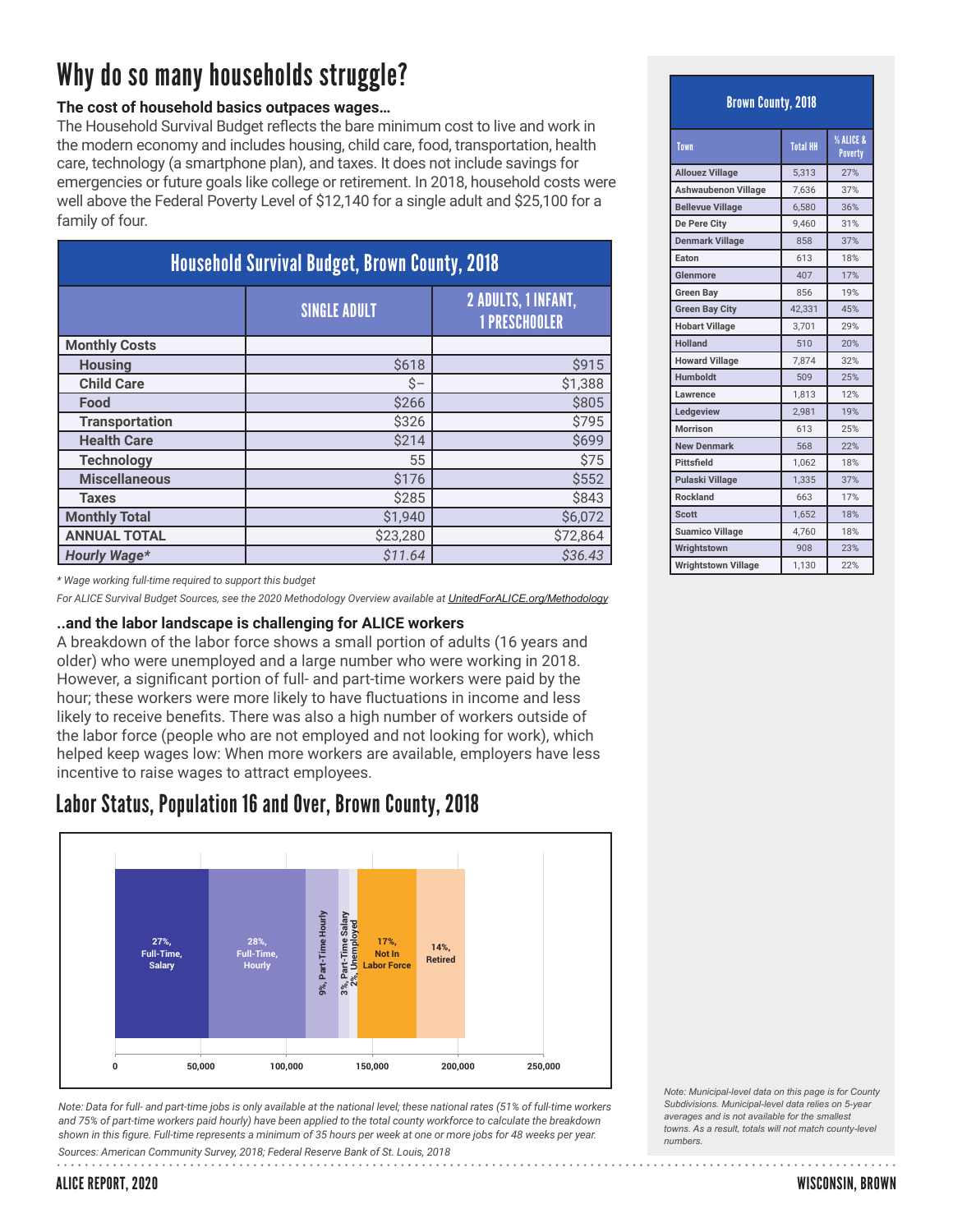# Why do so many households struggle?

**The cost of household basics outpaces wages…**

The Household Survival Budget reflects the bare minimum cost to live and work in the modern economy and includes housing, child care, food, transportation, health care, technology (a smartphone plan), and taxes. It does not include savings for emergencies or future goals like college or retirement. In 2018, household costs were well above the Federal Poverty Level of $12,140 for a single adult and $25,100 for a family of four.

## Household Survival Budget, Brown County, 2018

| | SINGLE ADULT | 2 ADULTS, 1 INFANT, 1 PRESCHOOLER |
|---|---|---|
| **Monthly Costs** | | |
| **Housing** | $618 | $915 |
| **Child Care** | $– | $1,388 |
| **Food** | $266 | $805 |
| **Transportation** | $326 | $795 |
| **Health Care** | $214 | $699 |
| **Technology** | 55 | $75 |
| **Miscellaneous** | $176 | $552 |
| **Taxes** | $285 | $843 |
| **Monthly Total** | $1,940 | $6,072 |
| **ANNUAL TOTAL** | $23,280 | $72,864 |
| ***Hourly Wage**** | *$11.64* | *$36.43* |

*\* Wage working full-time required to support this budget*

*For ALICE Survival Budget Sources, see the 2020 Methodology Overview available at UnitedForALICE.org/Methodology*

**..and the labor landscape is challenging for ALICE workers**

A breakdown of the labor force shows a small portion of adults (16 years and older) who were unemployed and a large number who were working in 2018. However, a significant portion of full- and part-time workers were paid by the hour; these workers were more likely to have fluctuations in income and less likely to receive benefits. There was also a high number of workers outside of the labor force (people who are not employed and not looking for work), which helped keep wages low: When more workers are available, employers have less incentive to raise wages to attract employees.

## Labor Status, Population 16 and Over, Brown County, 2018

27%, Full-Time, Salary
28%, Full-Time, Hourly
9%, Part-Time Hourly
3%, Part-Time Salary
2%, Unemployed
17%, Not In Labor Force
14%, Retired

0 | 50,000 | 100,000 | 150,000 | 200,000 | 250,000

*Note: Data for full- and part-time jobs is only available at the national level; these national rates (51% of full-time workers and 75% of part-time workers paid hourly) have been applied to the total county workforce to calculate the breakdown shown in this figure. Full-time represents a minimum of 35 hours per week at one or more jobs for 48 weeks per year.*

*Sources: American Community Survey, 2018; Federal Reserve Bank of St. Louis, 2018*

## Brown County, 2018

| Town | Total HH | % ALICE & Poverty |
|---|---|---|
| Allouez Village | 5,313 | 27% |
| Ashwaubenon Village | 7,636 | 37% |
| Bellevue Village | 6,580 | 36% |
| De Pere City | 9,460 | 31% |
| Denmark Village | 858 | 37% |
| Eaton | 613 | 18% |
| Glenmore | 407 | 17% |
| Green Bay | 856 | 19% |
| Green Bay City | 42,331 | 45% |
| Hobart Village | 3,701 | 29% |
| Holland | 510 | 20% |
| Howard Village | 7,874 | 32% |
| Humboldt | 509 | 25% |
| Lawrence | 1,813 | 12% |
| Ledgeview | 2,981 | 19% |
| Morrison | 613 | 25% |
| New Denmark | 568 | 22% |
| Pittsfield | 1,062 | 18% |
| Pulaski Village | 1,335 | 37% |
| Rockland | 663 | 17% |
| Scott | 1,652 | 18% |
| Suamico Village | 4,760 | 18% |
| Wrightstown | 908 | 23% |
| Wrightstown Village | 1,130 | 22% |

*Note: Municipal-level data on this page is for County Subdivisions. Municipal-level data relies on 5-year averages and is not available for the smallest towns. As a result, totals will not match county-level numbers.*